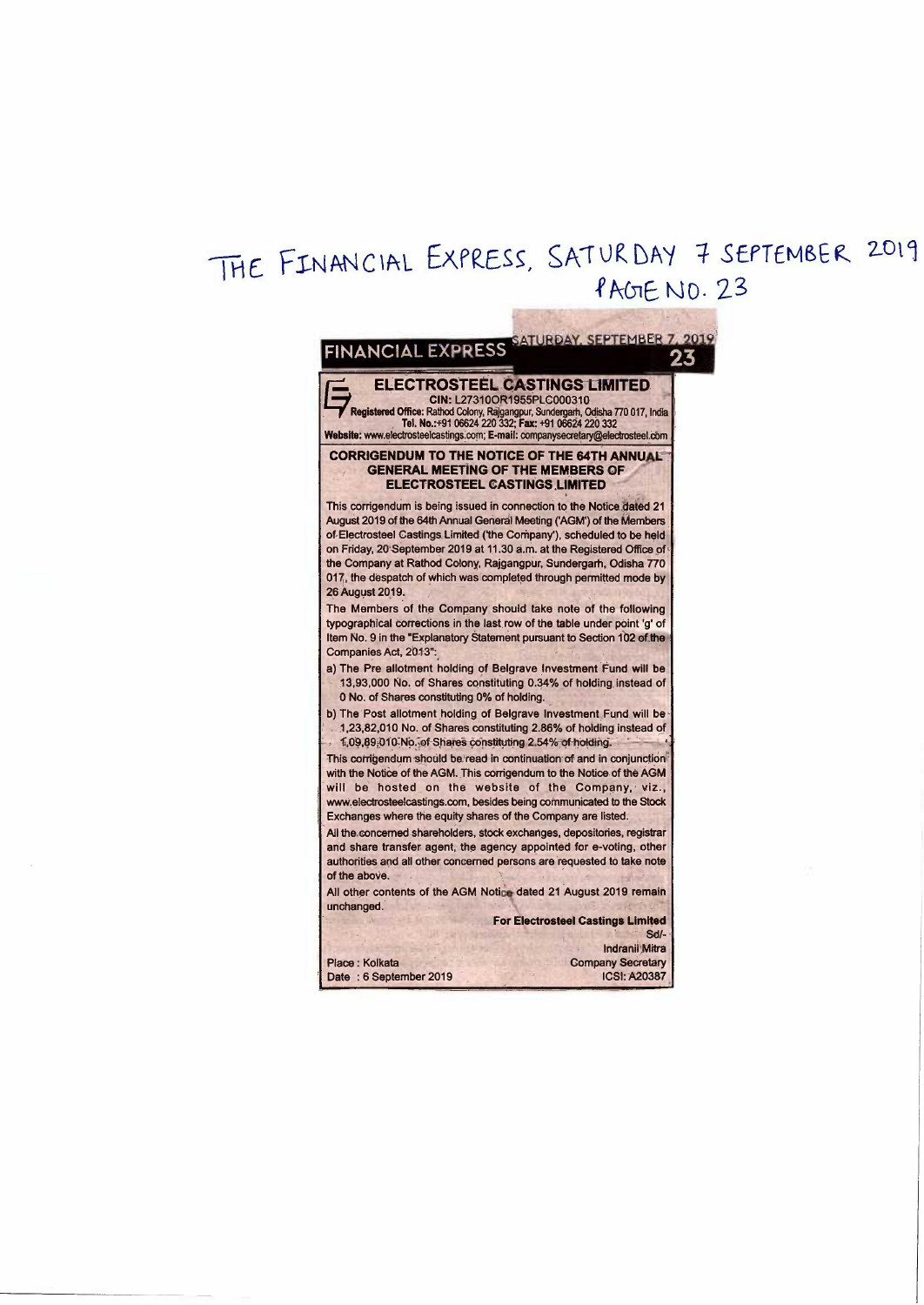THE FINANCIAL EXPRESS, SATURDAY 7 SEPTEMBER 2019
PAGE NO. 23

FINANCIAL EXPRESS SATURDAY, SEPTEMBER 7, 2019 23

# ELECTROSTEEL CASTINGS LIMITED

**CIN: L27310OR1955PLC000310**
**Registered Office:** Rathod Colony, Rajgangpur, Sundergarh, Odisha 770 017, India
**Tel. No.:**+91 06624 220 332; **Fax:** +91 06624 220 332
**Website:** www.electrosteelcastings.com; **E-mail:** companysecretary@electrosteel.com

## CORRIGENDUM TO THE NOTICE OF THE 64TH ANNUAL GENERAL MEETING OF THE MEMBERS OF ELECTROSTEEL CASTINGS LIMITED

This corrigendum is being issued in connection to the Notice dated 21 August 2019 of the 64th Annual General Meeting ('AGM') of the Members of Electrosteel Castings Limited ('the Company'), scheduled to be held on Friday, 20 September 2019 at 11.30 a.m. at the Registered Office of the Company at Rathod Colony, Rajgangpur, Sundergarh, Odisha 770 017, the despatch of which was completed through permitted mode by 26 August 2019.

The Members of the Company should take note of the following typographical corrections in the last row of the table under point 'g' of Item No. 9 in the "Explanatory Statement pursuant to Section 102 of the Companies Act, 2013":

a) The Pre allotment holding of Belgrave Investment Fund will be 13,93,000 No. of Shares constituting 0.34% of holding instead of 0 No. of Shares constituting 0% of holding.

b) The Post allotment holding of Belgrave Investment Fund will be 1,23,82,010 No. of Shares constituting 2.86% of holding instead of 1,09,89,010 No. of Shares constituting 2.54% of holding.

This corrigendum should be read in continuation of and in conjunction with the Notice of the AGM. This corrigendum to the Notice of the AGM will be hosted on the website of the Company, viz., www.electrosteelcastings.com, besides being communicated to the Stock Exchanges where the equity shares of the Company are listed.

All the concerned shareholders, stock exchanges, depositories, registrar and share transfer agent, the agency appointed for e-voting, other authorities and all other concerned persons are requested to take note of the above.

All other contents of the AGM Notice dated 21 August 2019 remain unchanged.

**For Electrosteel Castings Limited**
Sd/-
Indranil Mitra
Company Secretary
ICSI: A20387

Place : Kolkata
Date : 6 September 2019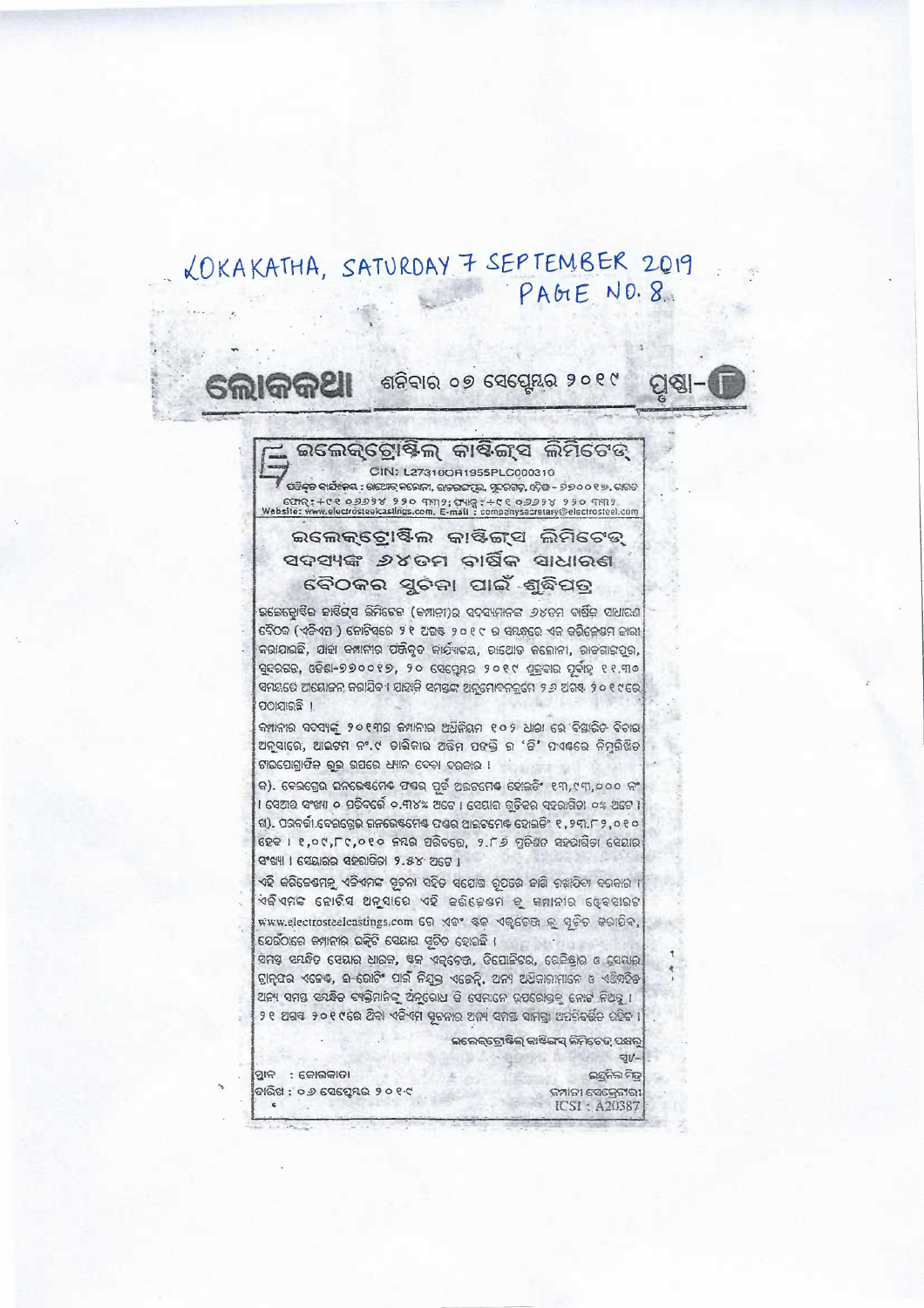LOKAKATHA, SATURDAY 7 SEPTEMBER 2019
PAGE NO. 8

ଲୋକକଥା ଶନିବାର ୦୭ ସେପ୍ଟେମ୍ବର ୨୦୧୯ ପୃଷ୍ଠା-୮

# ଇଲେକ୍ଟ୍ରୋଷ୍ଟିଲ୍ କାଷ୍ଟିଙ୍ଗସ ଲିମିଟେଡ୍

CIN: L27310OR1955PLC000310

ପଞ୍ଜିକୃତ କାର୍ଯ୍ୟାଳୟ : ରାଥୋଡ଼ କଲୋନୀ, ରାଜଗାଙ୍ଗପୁର, ସୁନ୍ଦରଗଡ଼, ଓଡ଼ିଶା - ୭୭୦୦୧୭, ଭାରତ
ଫୋନ୍: +୯୧ ୦୬୬୨୪ ୨୨୦ ୩୩୨; ଫାକ୍ସ: +୯୧ ୦୬୬୨୪ ୨୨୦ ୩୩୨
Website: www.electrosteelcastings.com. E-mail : companysecretary@electrosteel.com

## ଇଲେକ୍ଟ୍ରୋଷ୍ଟିଲ କାଷ୍ଟିଙ୍ଗସ ଲିମିଟେଡ୍ ସଦସ୍ୟଙ୍କ ୬୪ତମ ବାର୍ଷିକ ସାଧାରଣ ବୈଠକର ସୂଚନା ପାଇଁ ଶୁଦ୍ଧିପତ୍ର

ଇଲେକ୍ଟ୍ରୋଷ୍ଟିଲ କାଷ୍ଟିଙ୍ଗସ ଲିମିଟେଡ (କମ୍ପାନୀ)ର ସଦସ୍ୟମାନଙ୍କ ୬୪ତମ ବାର୍ଷିକ ସାଧାରଣ ବୈଠକ (ଏଜିଏମ) ନୋଟିସରେ ୨୧ ଅଗଷ୍ଟ ୨୦୧୯ ର ସମ୍ପର୍କରେ ଏକ କରିଜେଣ୍ଡମ ଜାରୀ କରାଯାଉଛି, ଯାହା କମ୍ପାନୀର ପଞ୍ଜିକୃତ କାର୍ଯ୍ୟାଳୟ, ରାଥୋଡ କଲୋନୀ, ରାଜଗାଙ୍ଗପୁର, ସୁନ୍ଦରଗଡ଼, ଓଡ଼ିଶା-୭୭୦୦୧୭, ୨୦ ସେପ୍ଟେମ୍ବର ୨୦୧୯ ଶୁକ୍ରବାର ପୂର୍ବାହ୍ନ ୧୧.୩୦ ସମୟରେ ଅନୁଷ୍ଠିତ କରାଯିବ । ଯାହାକି ସମସ୍ତଙ୍କ ଅନୁମୋଦନକ୍ରମେ ୨୬ ଅଗଷ୍ଟ ୨୦୧୯ରେ ପଠାଯାଉଛି ।

କମ୍ପାନୀର ସଦସ୍ୟଙ୍କ ୨୦୧୩ର କମ୍ପାନୀର ଅଧିନିୟମ ୧୦୨ ଧାରା ରେ ବିସ୍ତାରିତ ବିବାଗ ଅନୁସାରେ, ଆଇଟମ ନଂ.୯ ତାଲିକାର ଅନ୍ତିମ ପଦକ୍ତି ର 'ଡି' ପଏଣ୍ଟରେ ନିମ୍ନଲିଖିତ ଟାଇପୋଗ୍ରାଫିକ ଭୁଲ ଉପରେ ଧ୍ୟାନ ଦେବା ଦରକାର ।

କ). ବେରଗ୍ରେଭ ଇନଭେଷ୍ଟମେଣ୍ଟ ଫଣ୍ଡର ପୂର୍ବ ଅଲଟମେଣ୍ଟ ହୋଲ୍ଡିଂ ୧୩,୯୩,୦୦୦ ନଂ । ସେୟାର ସଂଖ୍ୟା ୦ ପରିବର୍ତ୍ତେ ୦.୩୪% ଅଟେ । ସେୟାର ଗୁଡ଼ିକର ସହଭାଗିତା ୦% ଅଟେ ।

ଖ). ପରବର୍ତ୍ତୀ ବେରଗ୍ରେଭ ଇନଭେଷ୍ଟମେଣ୍ଟ ଫଣ୍ଡର ଅଲଟମେଣ୍ଟ ହୋଲ୍ଡିଂ ୧,୨୩,୮୨,୦୧୦ ହେବ । ୧,୦୯,୮୯,୦୧୦ ନମ୍ବର ପରିବର୍ତ୍ତେ, ୨.୮୬ ପ୍ରତିଶତ ସହଭାଗିତା ସେୟାର ସଂଖ୍ୟା । ସେୟାରର ସହଭାଗିତା ୨.୫୪ ଅଟେ ।

ଏହି କରିଜେଣ୍ଡମକୁ ଏଜିଏମଙ୍କ ସୂଚନା ସହିତ ସଯୋଗ ରୂପରେ ଜାଣି ରଖାଯିବା ଦରକାର । ଏଜିଏମଙ୍କ ନୋଟିସ ଅନୁସାରେ ଏହି କରିଜେଣ୍ଡମ କୁ କମ୍ପାନୀର ୱେବସାଇଟ www.electrosteelcastings.com ରେ ଏବଂ ଷ୍ଟକ ଏକ୍ସଚେଞ୍ଜ କୁ ସୂଚିତ କରାଯିବ, ଯେଉଁଠାରେ କମ୍ପାନୀର ଇକ୍ୱିଟି ସେୟାର ସୂଚିତ ହୋଇଛି ।

ସମସ୍ତ ସମ୍ପୃକ୍ତ ସେୟାର ଧାରକ, ଷ୍ଟକ ଏକ୍ସଚେଞ୍ଜ, ଡିପୋଜିଟର, ରେଜିଷ୍ଟ୍ରାର ଓ ସେୟାର ଟ୍ରାନ୍ସଫର ଏଜେଣ୍ଟ, ଇ-ଭୋଟିଂ ପାଇଁ ନିଯୁକ୍ତ ଏଜେନ୍ସି, ଅନ୍ୟ ଅଧିକାରୀମାନେ ଓ ଏଥିସହିତ ଅନ୍ୟ ସମସ୍ତ ସମ୍ପୃକ୍ତ ବ୍ୟକ୍ତିମାନଙ୍କୁ ଅନୁରୋଧ ଯେ ସେମାନେ ଉପରୋକ୍ତକୁ ନୋଟ କରନ୍ତୁ । ୨୧ ଅଗଷ୍ଟ ୨୦୧୯ରେ ଥିବା ଏଜିଏମ ସୂଚନାର ଅନ୍ୟ ସମସ୍ତ ସାମଗ୍ରୀ ଅପରିବର୍ତ୍ତିତ ରହିବ ।

ଇଲେକ୍ଟ୍ରୋଷ୍ଟିଲ୍ କାଷ୍ଟିଙ୍ଗସ୍ ଲିମିଟେଡ୍ ପକ୍ଷରୁ
ସ୍ୱା/-
ଇନ୍ଦ୍ରନିଲ ମିତ୍ର
କମ୍ପାନୀ ସେକ୍ରେଟାରୀ
ICSI : A20387

ସ୍ଥାନ : କୋଲକାତା
ତାରିଖ : ୦୬ ସେପ୍ଟେମ୍ବର ୨୦୧୯